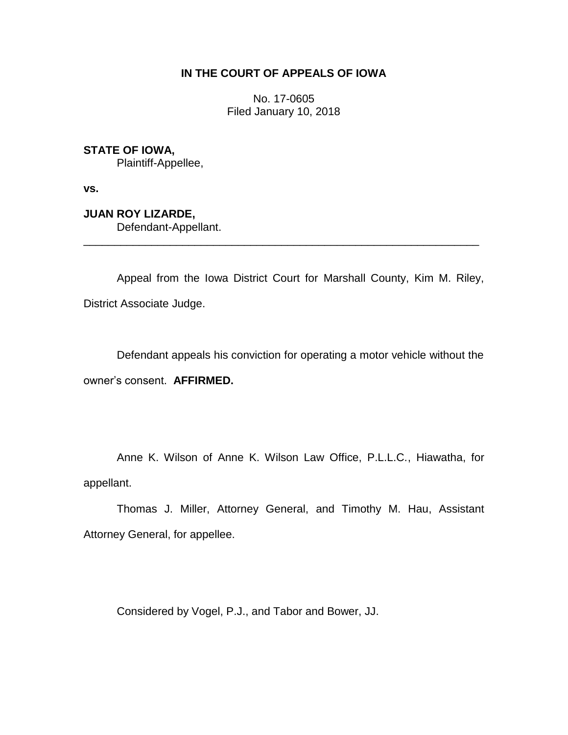**IN THE COURT OF APPEALS OF IOWA**

No. 17-0605
Filed January 10, 2018

**STATE OF IOWA,**
Plaintiff-Appellee,

**vs.**

**JUAN ROY LIZARDE,**
Defendant-Appellant.

---

Appeal from the Iowa District Court for Marshall County, Kim M. Riley, District Associate Judge.

Defendant appeals his conviction for operating a motor vehicle without the owner's consent. **AFFIRMED.**

Anne K. Wilson of Anne K. Wilson Law Office, P.L.L.C., Hiawatha, for appellant.

Thomas J. Miller, Attorney General, and Timothy M. Hau, Assistant Attorney General, for appellee.

Considered by Vogel, P.J., and Tabor and Bower, JJ.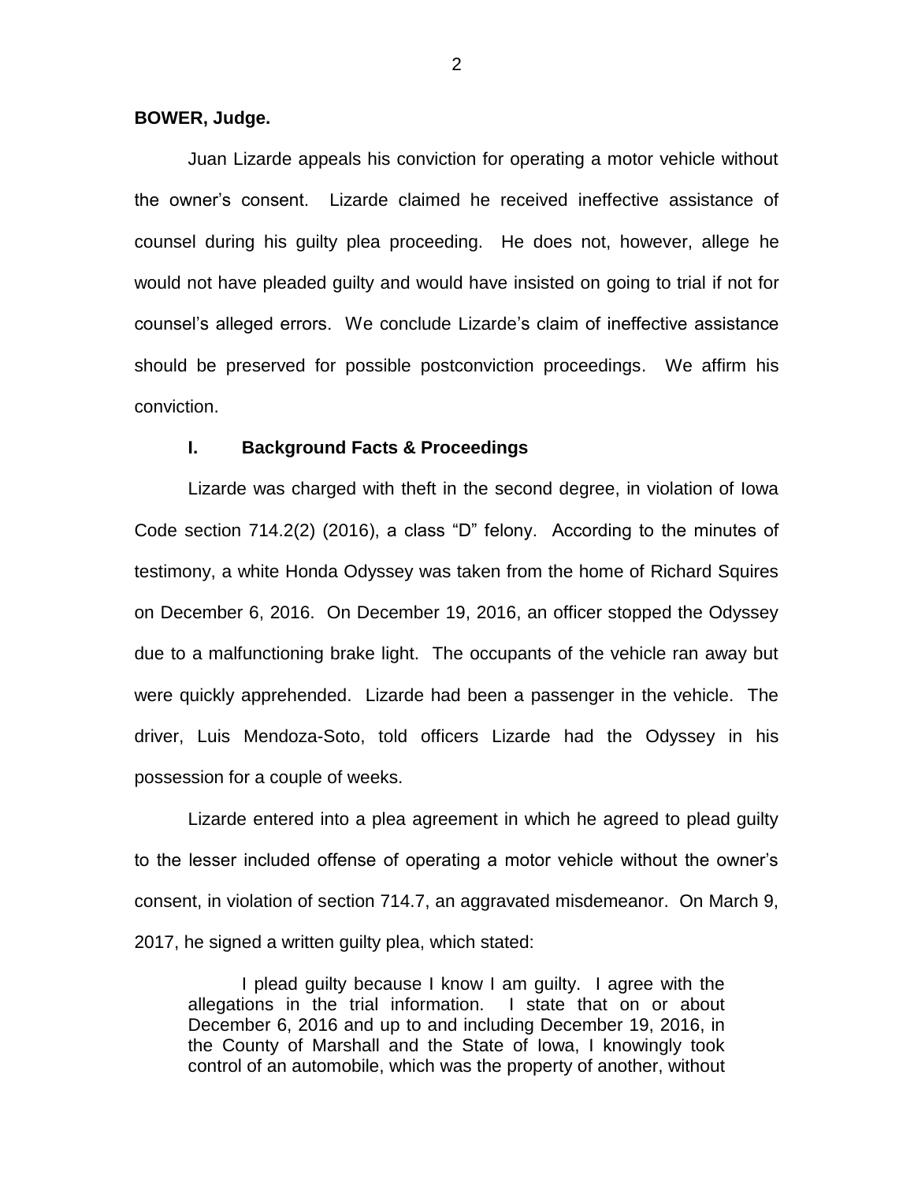**BOWER, Judge.**

Juan Lizarde appeals his conviction for operating a motor vehicle without the owner's consent. Lizarde claimed he received ineffective assistance of counsel during his guilty plea proceeding. He does not, however, allege he would not have pleaded guilty and would have insisted on going to trial if not for counsel's alleged errors. We conclude Lizarde's claim of ineffective assistance should be preserved for possible postconviction proceedings. We affirm his conviction.

## I. Background Facts & Proceedings

Lizarde was charged with theft in the second degree, in violation of Iowa Code section 714.2(2) (2016), a class "D" felony. According to the minutes of testimony, a white Honda Odyssey was taken from the home of Richard Squires on December 6, 2016. On December 19, 2016, an officer stopped the Odyssey due to a malfunctioning brake light. The occupants of the vehicle ran away but were quickly apprehended. Lizarde had been a passenger in the vehicle. The driver, Luis Mendoza-Soto, told officers Lizarde had the Odyssey in his possession for a couple of weeks.

Lizarde entered into a plea agreement in which he agreed to plead guilty to the lesser included offense of operating a motor vehicle without the owner's consent, in violation of section 714.7, an aggravated misdemeanor. On March 9, 2017, he signed a written guilty plea, which stated:

> I plead guilty because I know I am guilty. I agree with the allegations in the trial information. I state that on or about December 6, 2016 and up to and including December 19, 2016, in the County of Marshall and the State of Iowa, I knowingly took control of an automobile, which was the property of another, without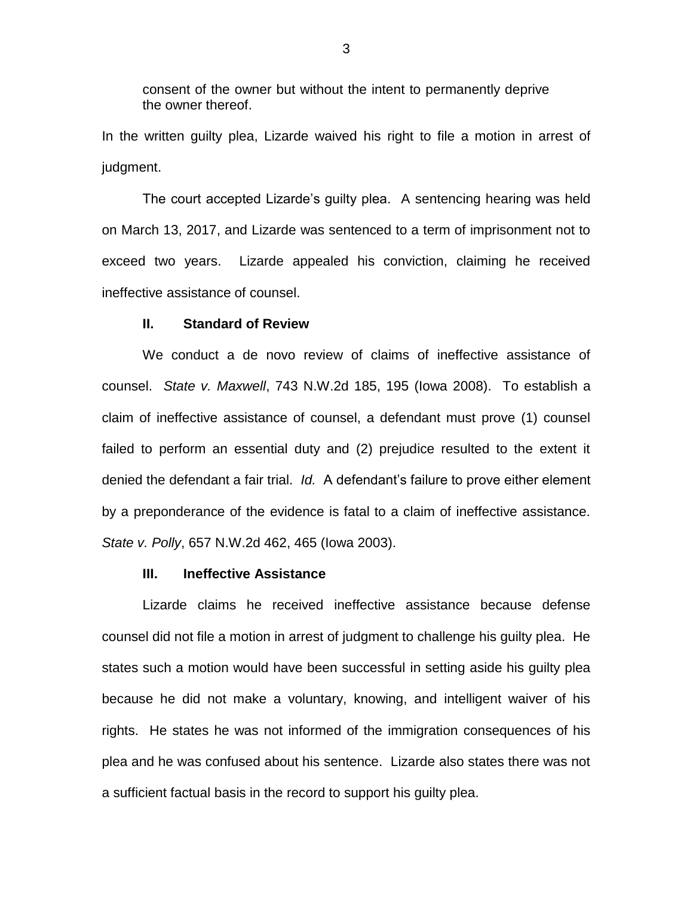consent of the owner but without the intent to permanently deprive the owner thereof.

In the written guilty plea, Lizarde waived his right to file a motion in arrest of judgment.

The court accepted Lizarde's guilty plea. A sentencing hearing was held on March 13, 2017, and Lizarde was sentenced to a term of imprisonment not to exceed two years. Lizarde appealed his conviction, claiming he received ineffective assistance of counsel.

## II. Standard of Review

We conduct a de novo review of claims of ineffective assistance of counsel. *State v. Maxwell*, 743 N.W.2d 185, 195 (Iowa 2008). To establish a claim of ineffective assistance of counsel, a defendant must prove (1) counsel failed to perform an essential duty and (2) prejudice resulted to the extent it denied the defendant a fair trial. *Id.* A defendant's failure to prove either element by a preponderance of the evidence is fatal to a claim of ineffective assistance. *State v. Polly*, 657 N.W.2d 462, 465 (Iowa 2003).

## III. Ineffective Assistance

Lizarde claims he received ineffective assistance because defense counsel did not file a motion in arrest of judgment to challenge his guilty plea. He states such a motion would have been successful in setting aside his guilty plea because he did not make a voluntary, knowing, and intelligent waiver of his rights. He states he was not informed of the immigration consequences of his plea and he was confused about his sentence. Lizarde also states there was not a sufficient factual basis in the record to support his guilty plea.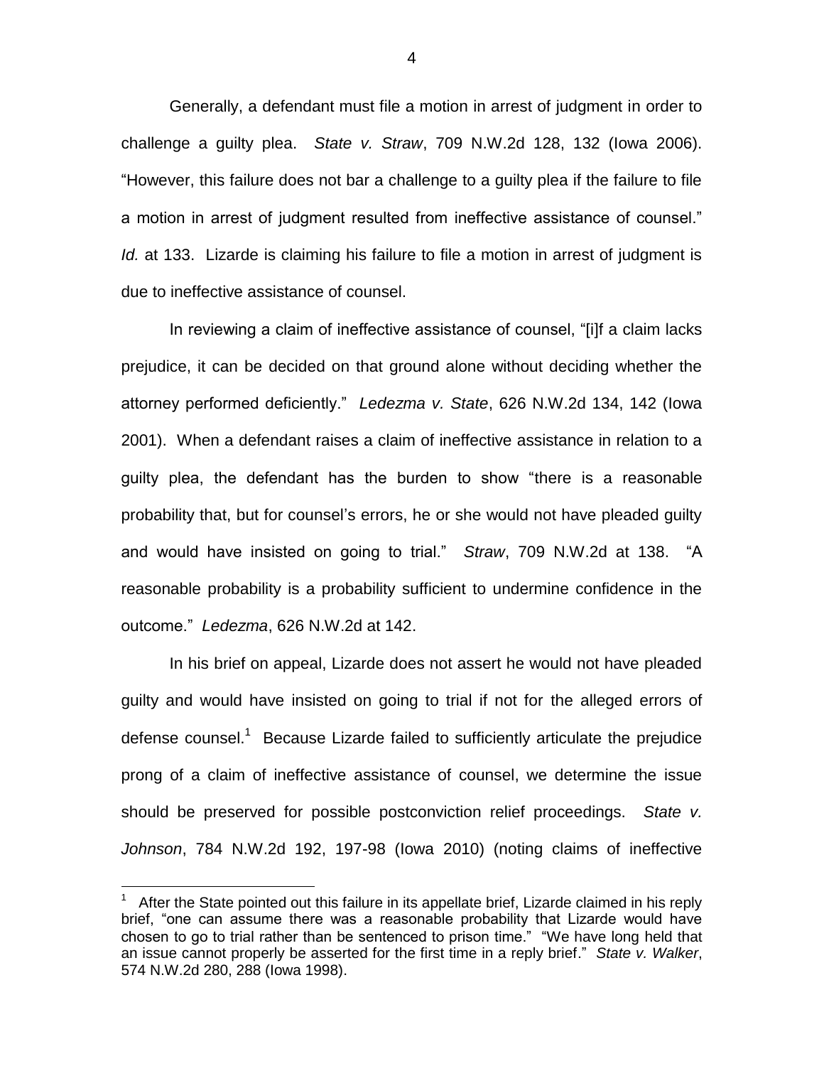Generally, a defendant must file a motion in arrest of judgment in order to challenge a guilty plea. *State v. Straw*, 709 N.W.2d 128, 132 (Iowa 2006). "However, this failure does not bar a challenge to a guilty plea if the failure to file a motion in arrest of judgment resulted from ineffective assistance of counsel." *Id.* at 133. Lizarde is claiming his failure to file a motion in arrest of judgment is due to ineffective assistance of counsel.

In reviewing a claim of ineffective assistance of counsel, "[i]f a claim lacks prejudice, it can be decided on that ground alone without deciding whether the attorney performed deficiently." *Ledezma v. State*, 626 N.W.2d 134, 142 (Iowa 2001). When a defendant raises a claim of ineffective assistance in relation to a guilty plea, the defendant has the burden to show "there is a reasonable probability that, but for counsel's errors, he or she would not have pleaded guilty and would have insisted on going to trial." *Straw*, 709 N.W.2d at 138. "A reasonable probability is a probability sufficient to undermine confidence in the outcome." *Ledezma*, 626 N.W.2d at 142.

In his brief on appeal, Lizarde does not assert he would not have pleaded guilty and would have insisted on going to trial if not for the alleged errors of defense counsel.[1] Because Lizarde failed to sufficiently articulate the prejudice prong of a claim of ineffective assistance of counsel, we determine the issue should be preserved for possible postconviction relief proceedings. *State v. Johnson*, 784 N.W.2d 192, 197-98 (Iowa 2010) (noting claims of ineffective

---

[1] After the State pointed out this failure in its appellate brief, Lizarde claimed in his reply brief, "one can assume there was a reasonable probability that Lizarde would have chosen to go to trial rather than be sentenced to prison time." "We have long held that an issue cannot properly be asserted for the first time in a reply brief." *State v. Walker*, 574 N.W.2d 280, 288 (Iowa 1998).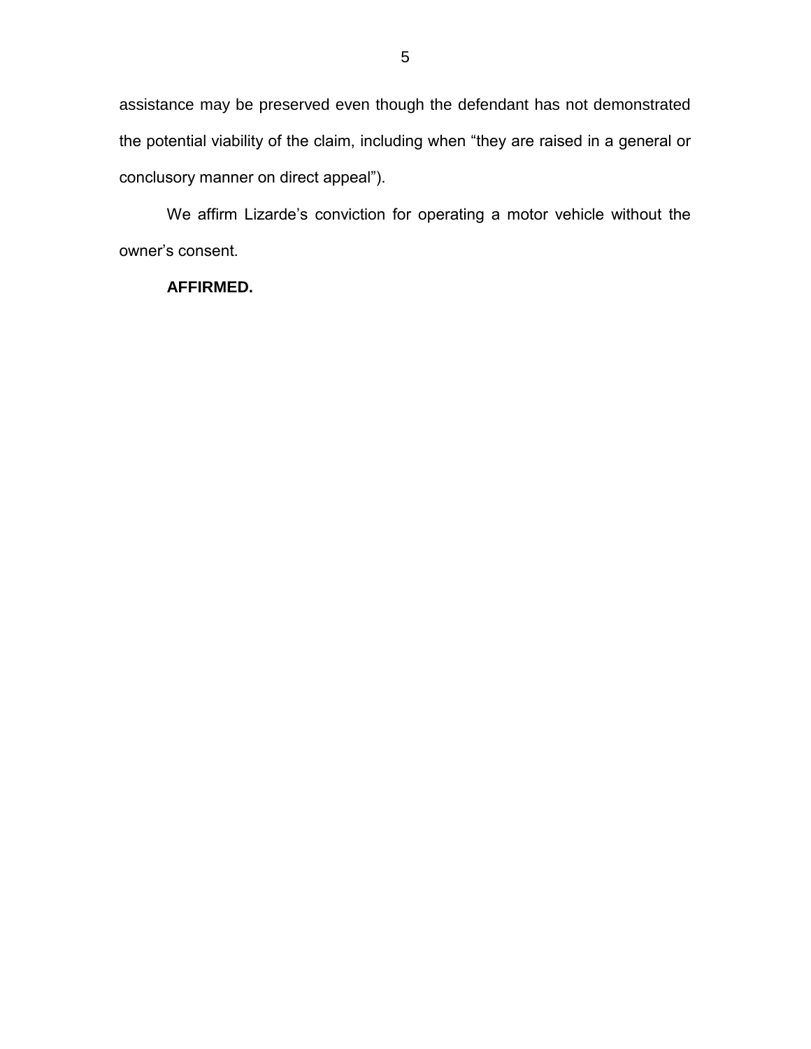assistance may be preserved even though the defendant has not demonstrated the potential viability of the claim, including when "they are raised in a general or conclusory manner on direct appeal").

We affirm Lizarde's conviction for operating a motor vehicle without the owner's consent.

**AFFIRMED.**